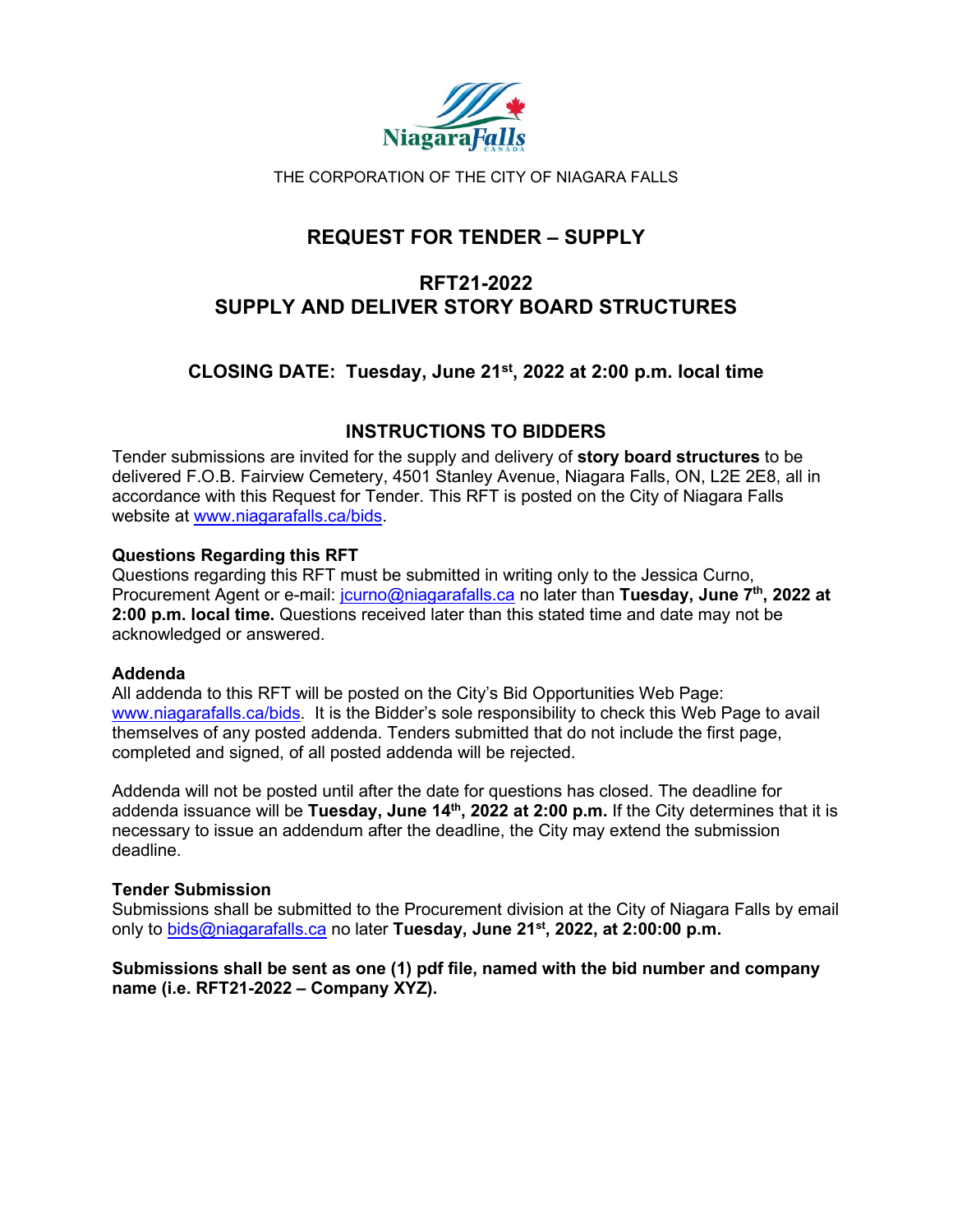THE CORPORATION OF THE CITY OF NIAGARA FALLS

# REQUEST FOR TENDER – SUPPLY

## RFT21-2022
## SUPPLY AND DELIVER STORY BOARD STRUCTURES

### CLOSING DATE: Tuesday, June 21st, 2022 at 2:00 p.m. local time

### INSTRUCTIONS TO BIDDERS

Tender submissions are invited for the supply and delivery of **story board structures** to be delivered F.O.B. Fairview Cemetery, 4501 Stanley Avenue, Niagara Falls, ON, L2E 2E8, all in accordance with this Request for Tender. This RFT is posted on the City of Niagara Falls website at www.niagarafalls.ca/bids.

**Questions Regarding this RFT**
Questions regarding this RFT must be submitted in writing only to the Jessica Curno, Procurement Agent or e-mail: jcurno@niagarafalls.ca no later than **Tuesday, June 7th, 2022 at 2:00 p.m. local time.** Questions received later than this stated time and date may not be acknowledged or answered.

**Addenda**
All addenda to this RFT will be posted on the City's Bid Opportunities Web Page: www.niagarafalls.ca/bids. It is the Bidder's sole responsibility to check this Web Page to avail themselves of any posted addenda. Tenders submitted that do not include the first page, completed and signed, of all posted addenda will be rejected.

Addenda will not be posted until after the date for questions has closed. The deadline for addenda issuance will be **Tuesday, June 14th, 2022 at 2:00 p.m.** If the City determines that it is necessary to issue an addendum after the deadline, the City may extend the submission deadline.

**Tender Submission**
Submissions shall be submitted to the Procurement division at the City of Niagara Falls by email only to bids@niagarafalls.ca no later **Tuesday, June 21st, 2022, at 2:00:00 p.m.**

**Submissions shall be sent as one (1) pdf file, named with the bid number and company name (i.e. RFT21-2022 – Company XYZ).**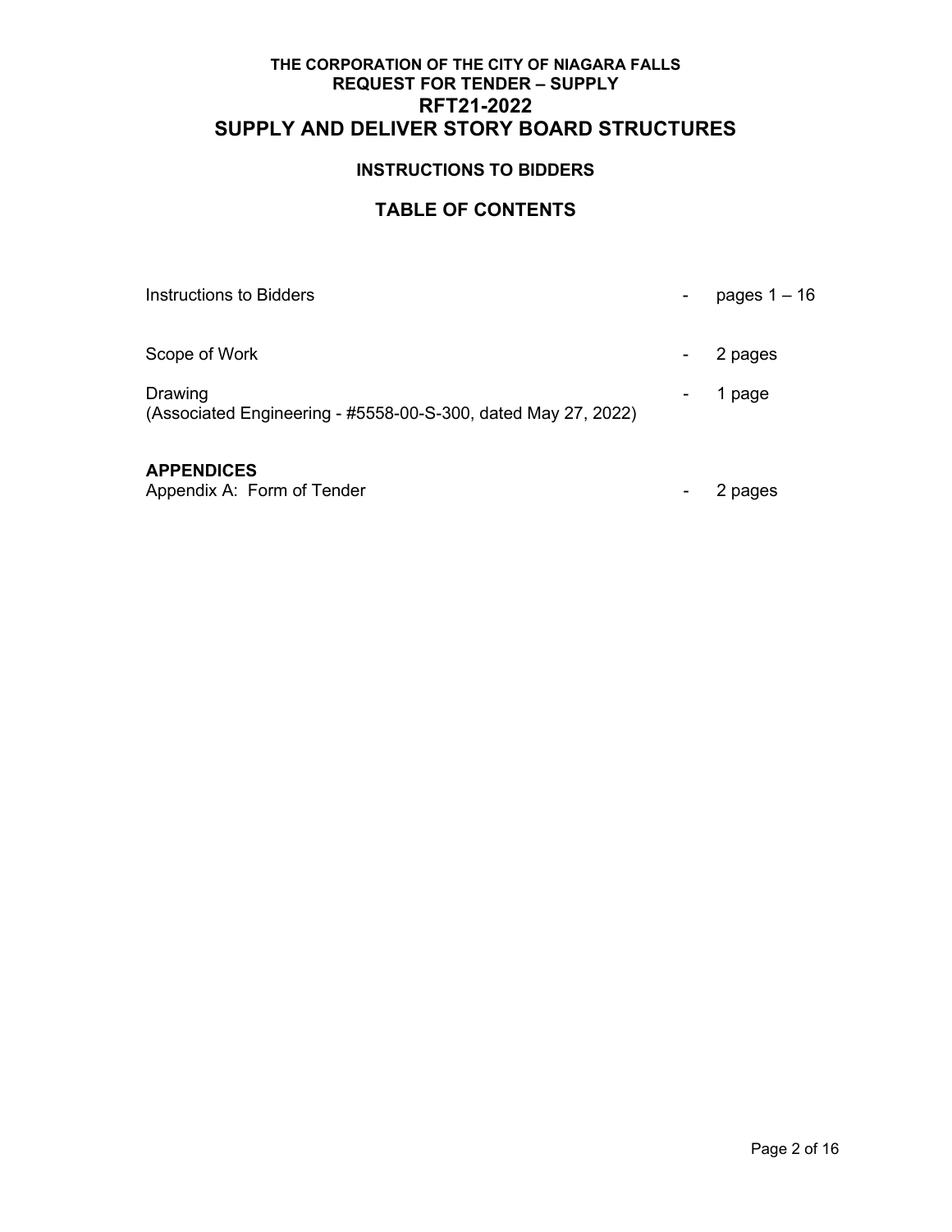**THE CORPORATION OF THE CITY OF NIAGARA FALLS**
**REQUEST FOR TENDER – SUPPLY**

# RFT21-2022

# SUPPLY AND DELIVER STORY BOARD STRUCTURES

## INSTRUCTIONS TO BIDDERS

## TABLE OF CONTENTS

| | | |
|---|---|---|
| Instructions to Bidders | - | pages 1 – 16 |
| Scope of Work | - | 2 pages |
| Drawing (Associated Engineering - #5558-00-S-300, dated May 27, 2022) | - | 1 page |

**APPENDICES**

| | | |
|---|---|---|
| Appendix A: Form of Tender | - | 2 pages |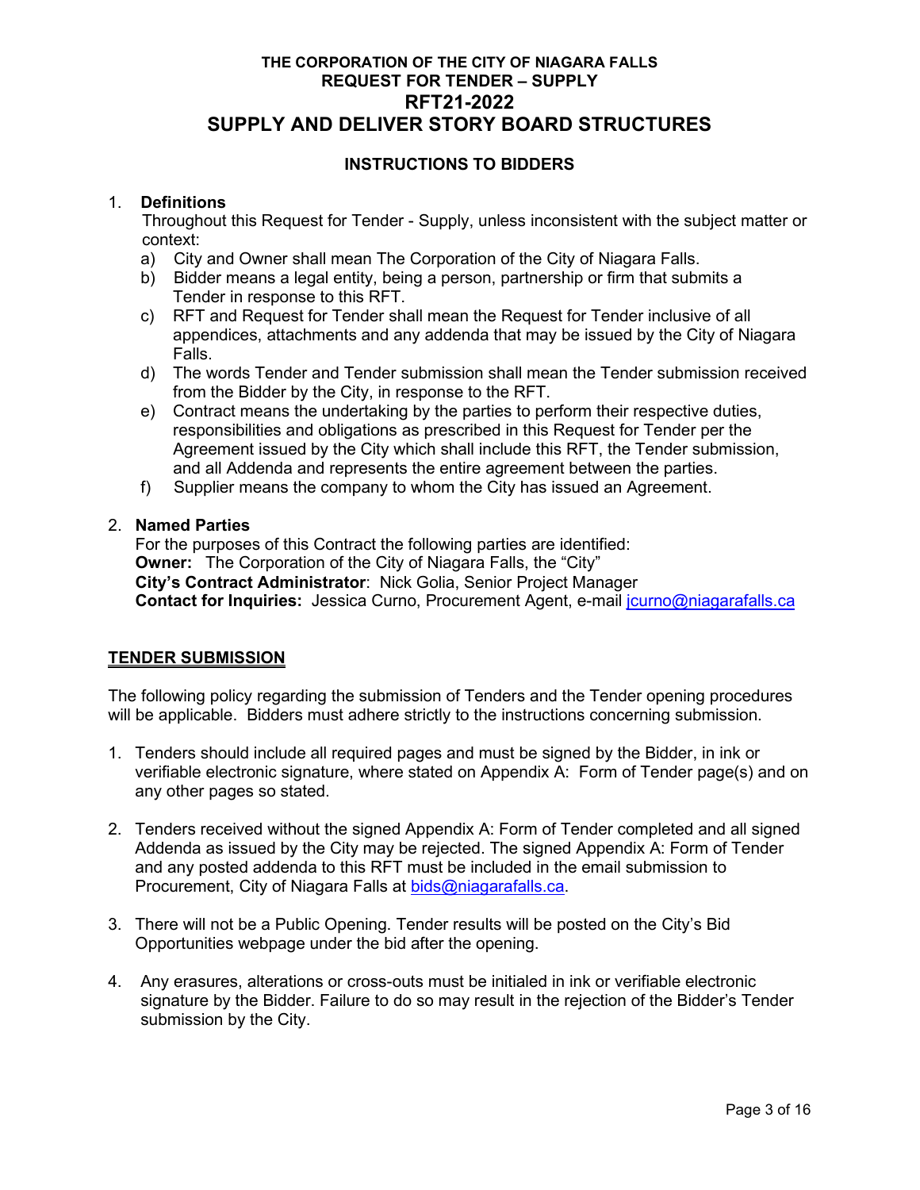**THE CORPORATION OF THE CITY OF NIAGARA FALLS**
**REQUEST FOR TENDER – SUPPLY**

# RFT21-2022
# SUPPLY AND DELIVER STORY BOARD STRUCTURES

## INSTRUCTIONS TO BIDDERS

1. **Definitions**

   Throughout this Request for Tender - Supply, unless inconsistent with the subject matter or context:

   a) City and Owner shall mean The Corporation of the City of Niagara Falls.
   
   b) Bidder means a legal entity, being a person, partnership or firm that submits a Tender in response to this RFT.
   
   c) RFT and Request for Tender shall mean the Request for Tender inclusive of all appendices, attachments and any addenda that may be issued by the City of Niagara Falls.
   
   d) The words Tender and Tender submission shall mean the Tender submission received from the Bidder by the City, in response to the RFT.
   
   e) Contract means the undertaking by the parties to perform their respective duties, responsibilities and obligations as prescribed in this Request for Tender per the Agreement issued by the City which shall include this RFT, the Tender submission, and all Addenda and represents the entire agreement between the parties.
   
   f) Supplier means the company to whom the City has issued an Agreement.

2. **Named Parties**

   For the purposes of this Contract the following parties are identified:
   **Owner:** The Corporation of the City of Niagara Falls, the "City"
   **City's Contract Administrator**: Nick Golia, Senior Project Manager
   **Contact for Inquiries:** Jessica Curno, Procurement Agent, e-mail jcurno@niagarafalls.ca

## TENDER SUBMISSION

The following policy regarding the submission of Tenders and the Tender opening procedures will be applicable. Bidders must adhere strictly to the instructions concerning submission.

1. Tenders should include all required pages and must be signed by the Bidder, in ink or verifiable electronic signature, where stated on Appendix A: Form of Tender page(s) and on any other pages so stated.

2. Tenders received without the signed Appendix A: Form of Tender completed and all signed Addenda as issued by the City may be rejected. The signed Appendix A: Form of Tender and any posted addenda to this RFT must be included in the email submission to Procurement, City of Niagara Falls at bids@niagarafalls.ca.

3. There will not be a Public Opening. Tender results will be posted on the City's Bid Opportunities webpage under the bid after the opening.

4. Any erasures, alterations or cross-outs must be initialed in ink or verifiable electronic signature by the Bidder. Failure to do so may result in the rejection of the Bidder's Tender submission by the City.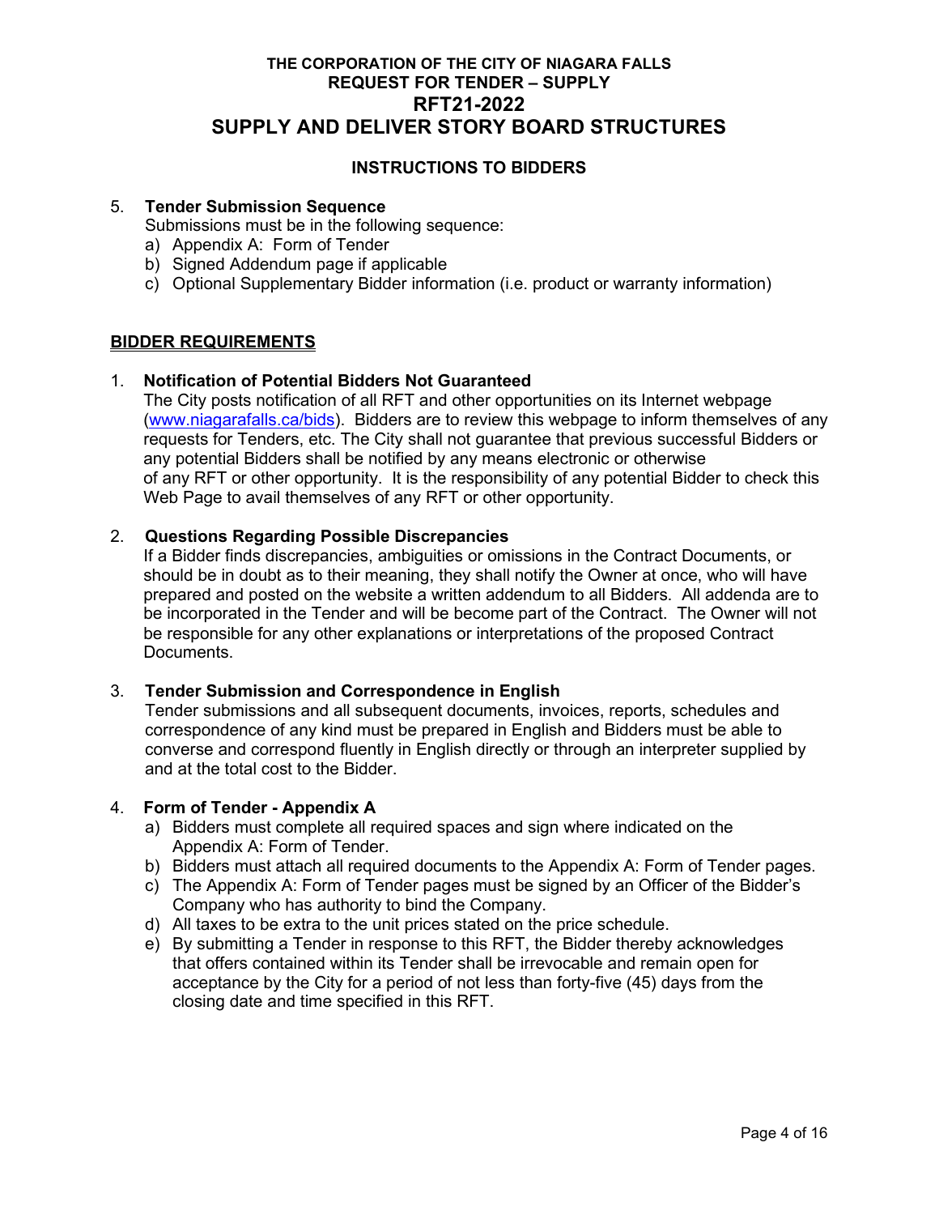**THE CORPORATION OF THE CITY OF NIAGARA FALLS**
**REQUEST FOR TENDER – SUPPLY**

# RFT21-2022
# SUPPLY AND DELIVER STORY BOARD STRUCTURES

## INSTRUCTIONS TO BIDDERS

5. **Tender Submission Sequence**
   Submissions must be in the following sequence:
   a) Appendix A: Form of Tender
   b) Signed Addendum page if applicable
   c) Optional Supplementary Bidder information (i.e. product or warranty information)

## BIDDER REQUIREMENTS

1. **Notification of Potential Bidders Not Guaranteed**
   The City posts notification of all RFT and other opportunities on its Internet webpage (www.niagarafalls.ca/bids). Bidders are to review this webpage to inform themselves of any requests for Tenders, etc. The City shall not guarantee that previous successful Bidders or any potential Bidders shall be notified by any means electronic or otherwise of any RFT or other opportunity. It is the responsibility of any potential Bidder to check this Web Page to avail themselves of any RFT or other opportunity.

2. **Questions Regarding Possible Discrepancies**
   If a Bidder finds discrepancies, ambiguities or omissions in the Contract Documents, or should be in doubt as to their meaning, they shall notify the Owner at once, who will have prepared and posted on the website a written addendum to all Bidders. All addenda are to be incorporated in the Tender and will be become part of the Contract. The Owner will not be responsible for any other explanations or interpretations of the proposed Contract Documents.

3. **Tender Submission and Correspondence in English**
   Tender submissions and all subsequent documents, invoices, reports, schedules and correspondence of any kind must be prepared in English and Bidders must be able to converse and correspond fluently in English directly or through an interpreter supplied by and at the total cost to the Bidder.

4. **Form of Tender - Appendix A**
   a) Bidders must complete all required spaces and sign where indicated on the Appendix A: Form of Tender.
   b) Bidders must attach all required documents to the Appendix A: Form of Tender pages.
   c) The Appendix A: Form of Tender pages must be signed by an Officer of the Bidder's Company who has authority to bind the Company.
   d) All taxes to be extra to the unit prices stated on the price schedule.
   e) By submitting a Tender in response to this RFT, the Bidder thereby acknowledges that offers contained within its Tender shall be irrevocable and remain open for acceptance by the City for a period of not less than forty-five (45) days from the closing date and time specified in this RFT.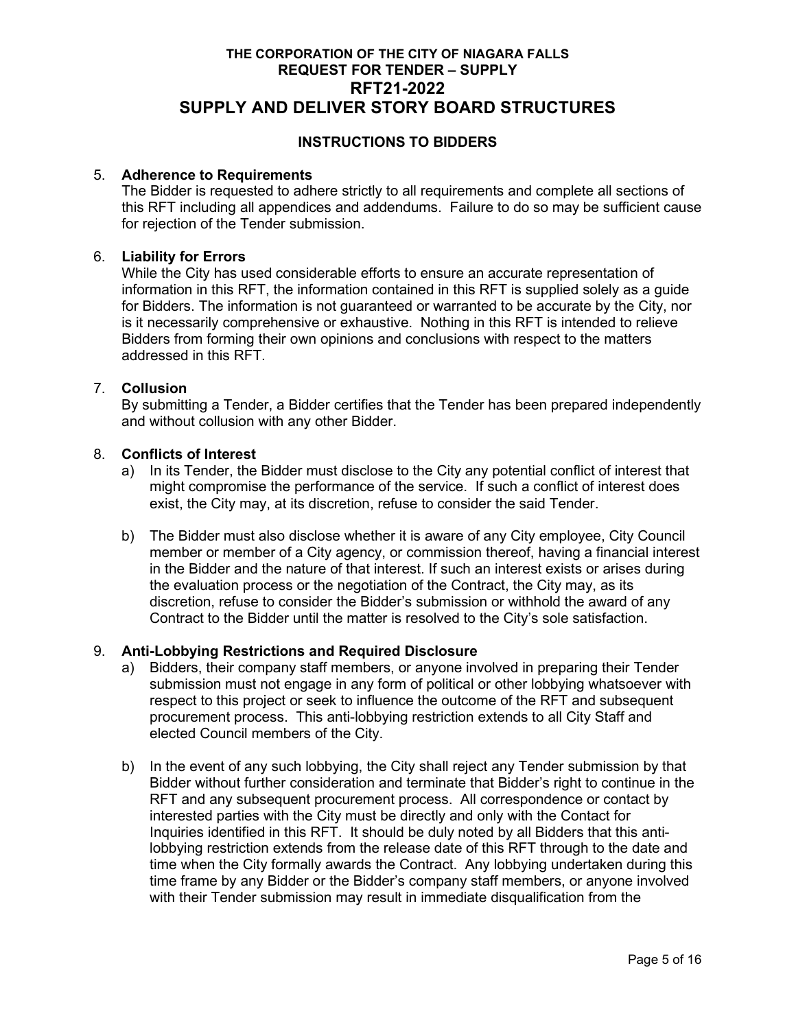**THE CORPORATION OF THE CITY OF NIAGARA FALLS**
**REQUEST FOR TENDER – SUPPLY**

# RFT21-2022
# SUPPLY AND DELIVER STORY BOARD STRUCTURES

## INSTRUCTIONS TO BIDDERS

5. **Adherence to Requirements**
   The Bidder is requested to adhere strictly to all requirements and complete all sections of this RFT including all appendices and addendums. Failure to do so may be sufficient cause for rejection of the Tender submission.

6. **Liability for Errors**
   While the City has used considerable efforts to ensure an accurate representation of information in this RFT, the information contained in this RFT is supplied solely as a guide for Bidders. The information is not guaranteed or warranted to be accurate by the City, nor is it necessarily comprehensive or exhaustive. Nothing in this RFT is intended to relieve Bidders from forming their own opinions and conclusions with respect to the matters addressed in this RFT.

7. **Collusion**
   By submitting a Tender, a Bidder certifies that the Tender has been prepared independently and without collusion with any other Bidder.

8. **Conflicts of Interest**
   a) In its Tender, the Bidder must disclose to the City any potential conflict of interest that might compromise the performance of the service. If such a conflict of interest does exist, the City may, at its discretion, refuse to consider the said Tender.

   b) The Bidder must also disclose whether it is aware of any City employee, City Council member or member of a City agency, or commission thereof, having a financial interest in the Bidder and the nature of that interest. If such an interest exists or arises during the evaluation process or the negotiation of the Contract, the City may, as its discretion, refuse to consider the Bidder's submission or withhold the award of any Contract to the Bidder until the matter is resolved to the City's sole satisfaction.

9. **Anti-Lobbying Restrictions and Required Disclosure**
   a) Bidders, their company staff members, or anyone involved in preparing their Tender submission must not engage in any form of political or other lobbying whatsoever with respect to this project or seek to influence the outcome of the RFT and subsequent procurement process. This anti-lobbying restriction extends to all City Staff and elected Council members of the City.

   b) In the event of any such lobbying, the City shall reject any Tender submission by that Bidder without further consideration and terminate that Bidder's right to continue in the RFT and any subsequent procurement process. All correspondence or contact by interested parties with the City must be directly and only with the Contact for Inquiries identified in this RFT. It should be duly noted by all Bidders that this anti-lobbying restriction extends from the release date of this RFT through to the date and time when the City formally awards the Contract. Any lobbying undertaken during this time frame by any Bidder or the Bidder's company staff members, or anyone involved with their Tender submission may result in immediate disqualification from the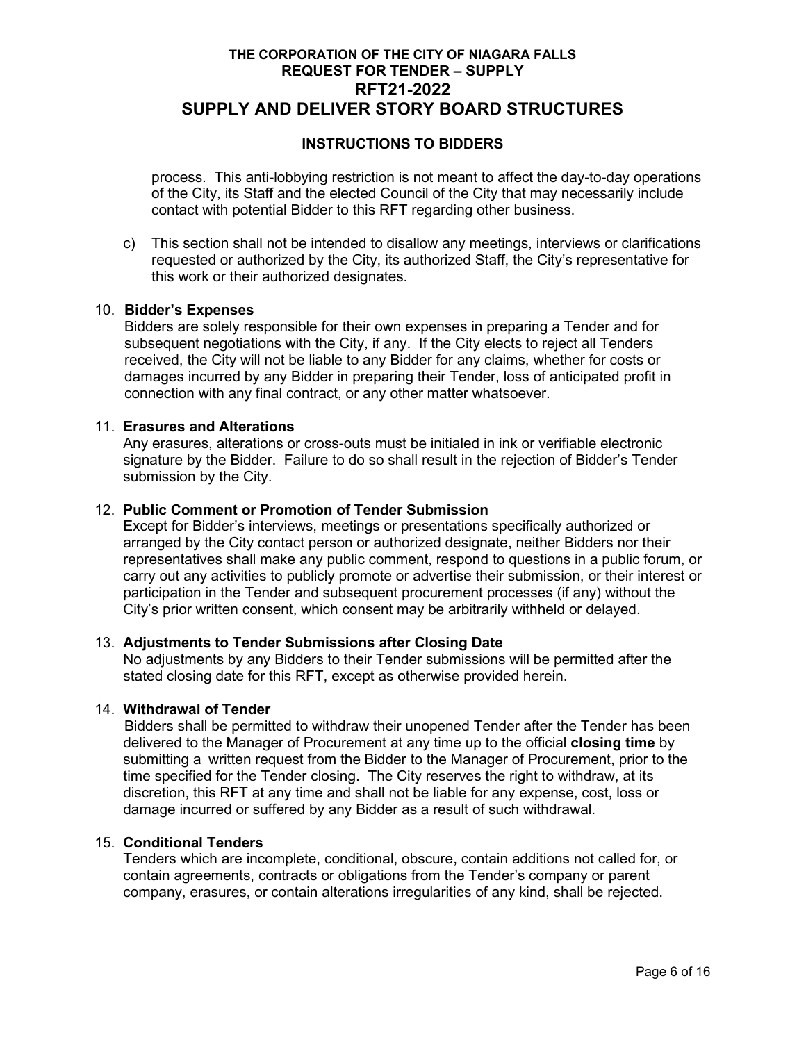process. This anti-lobbying restriction is not meant to affect the day-to-day operations of the City, its Staff and the elected Council of the City that may necessarily include contact with potential Bidder to this RFT regarding other business.

c) This section shall not be intended to disallow any meetings, interviews or clarifications requested or authorized by the City, its authorized Staff, the City's representative for this work or their authorized designates.

10. **Bidder's Expenses**
Bidders are solely responsible for their own expenses in preparing a Tender and for subsequent negotiations with the City, if any. If the City elects to reject all Tenders received, the City will not be liable to any Bidder for any claims, whether for costs or damages incurred by any Bidder in preparing their Tender, loss of anticipated profit in connection with any final contract, or any other matter whatsoever.

11. **Erasures and Alterations**
Any erasures, alterations or cross-outs must be initialed in ink or verifiable electronic signature by the Bidder. Failure to do so shall result in the rejection of Bidder's Tender submission by the City.

12. **Public Comment or Promotion of Tender Submission**
Except for Bidder's interviews, meetings or presentations specifically authorized or arranged by the City contact person or authorized designate, neither Bidders nor their representatives shall make any public comment, respond to questions in a public forum, or carry out any activities to publicly promote or advertise their submission, or their interest or participation in the Tender and subsequent procurement processes (if any) without the City's prior written consent, which consent may be arbitrarily withheld or delayed.

13. **Adjustments to Tender Submissions after Closing Date**
No adjustments by any Bidders to their Tender submissions will be permitted after the stated closing date for this RFT, except as otherwise provided herein.

14. **Withdrawal of Tender**
Bidders shall be permitted to withdraw their unopened Tender after the Tender has been delivered to the Manager of Procurement at any time up to the official **closing time** by submitting a written request from the Bidder to the Manager of Procurement, prior to the time specified for the Tender closing. The City reserves the right to withdraw, at its discretion, this RFT at any time and shall not be liable for any expense, cost, loss or damage incurred or suffered by any Bidder as a result of such withdrawal.

15. **Conditional Tenders**
Tenders which are incomplete, conditional, obscure, contain additions not called for, or contain agreements, contracts or obligations from the Tender's company or parent company, erasures, or contain alterations irregularities of any kind, shall be rejected.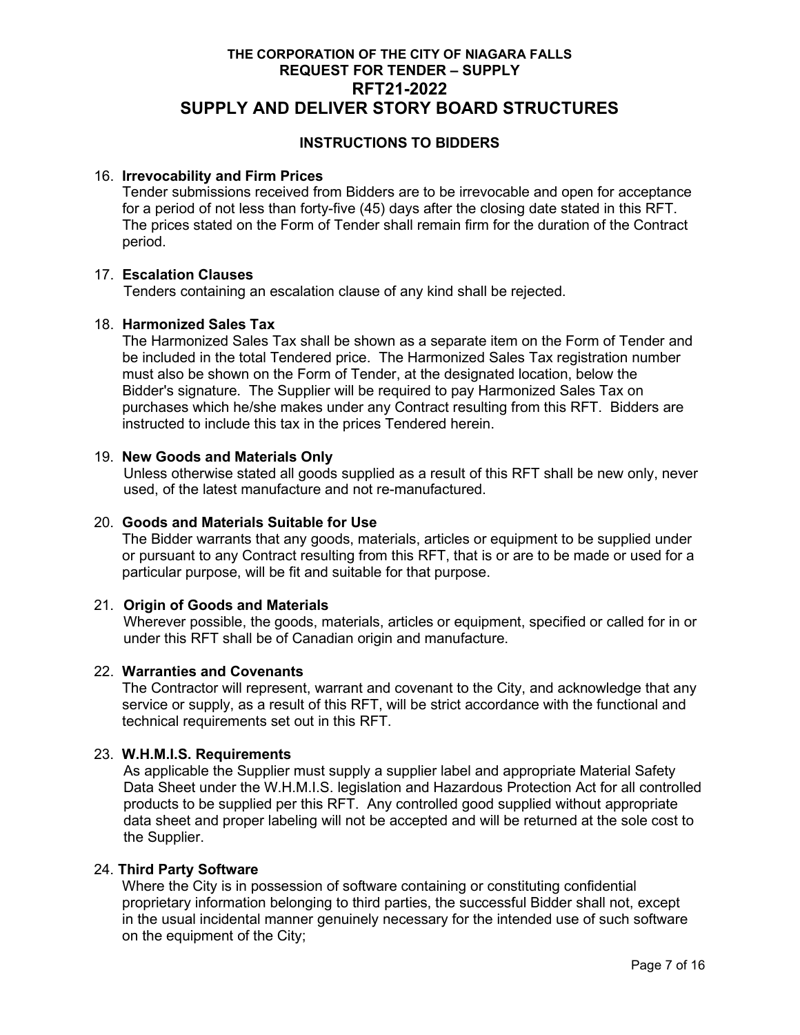**THE CORPORATION OF THE CITY OF NIAGARA FALLS**
**REQUEST FOR TENDER – SUPPLY**

# RFT21-2022

# SUPPLY AND DELIVER STORY BOARD STRUCTURES

## INSTRUCTIONS TO BIDDERS

16. **Irrevocability and Firm Prices**
    Tender submissions received from Bidders are to be irrevocable and open for acceptance for a period of not less than forty-five (45) days after the closing date stated in this RFT. The prices stated on the Form of Tender shall remain firm for the duration of the Contract period.

17. **Escalation Clauses**
    Tenders containing an escalation clause of any kind shall be rejected.

18. **Harmonized Sales Tax**
    The Harmonized Sales Tax shall be shown as a separate item on the Form of Tender and be included in the total Tendered price. The Harmonized Sales Tax registration number must also be shown on the Form of Tender, at the designated location, below the Bidder's signature. The Supplier will be required to pay Harmonized Sales Tax on purchases which he/she makes under any Contract resulting from this RFT. Bidders are instructed to include this tax in the prices Tendered herein.

19. **New Goods and Materials Only**
    Unless otherwise stated all goods supplied as a result of this RFT shall be new only, never used, of the latest manufacture and not re-manufactured.

20. **Goods and Materials Suitable for Use**
    The Bidder warrants that any goods, materials, articles or equipment to be supplied under or pursuant to any Contract resulting from this RFT, that is or are to be made or used for a particular purpose, will be fit and suitable for that purpose.

21. **Origin of Goods and Materials**
    Wherever possible, the goods, materials, articles or equipment, specified or called for in or under this RFT shall be of Canadian origin and manufacture.

22. **Warranties and Covenants**
    The Contractor will represent, warrant and covenant to the City, and acknowledge that any service or supply, as a result of this RFT, will be strict accordance with the functional and technical requirements set out in this RFT.

23. **W.H.M.I.S. Requirements**
    As applicable the Supplier must supply a supplier label and appropriate Material Safety Data Sheet under the W.H.M.I.S. legislation and Hazardous Protection Act for all controlled products to be supplied per this RFT. Any controlled good supplied without appropriate data sheet and proper labeling will not be accepted and will be returned at the sole cost to the Supplier.

24. **Third Party Software**
    Where the City is in possession of software containing or constituting confidential proprietary information belonging to third parties, the successful Bidder shall not, except in the usual incidental manner genuinely necessary for the intended use of such software on the equipment of the City;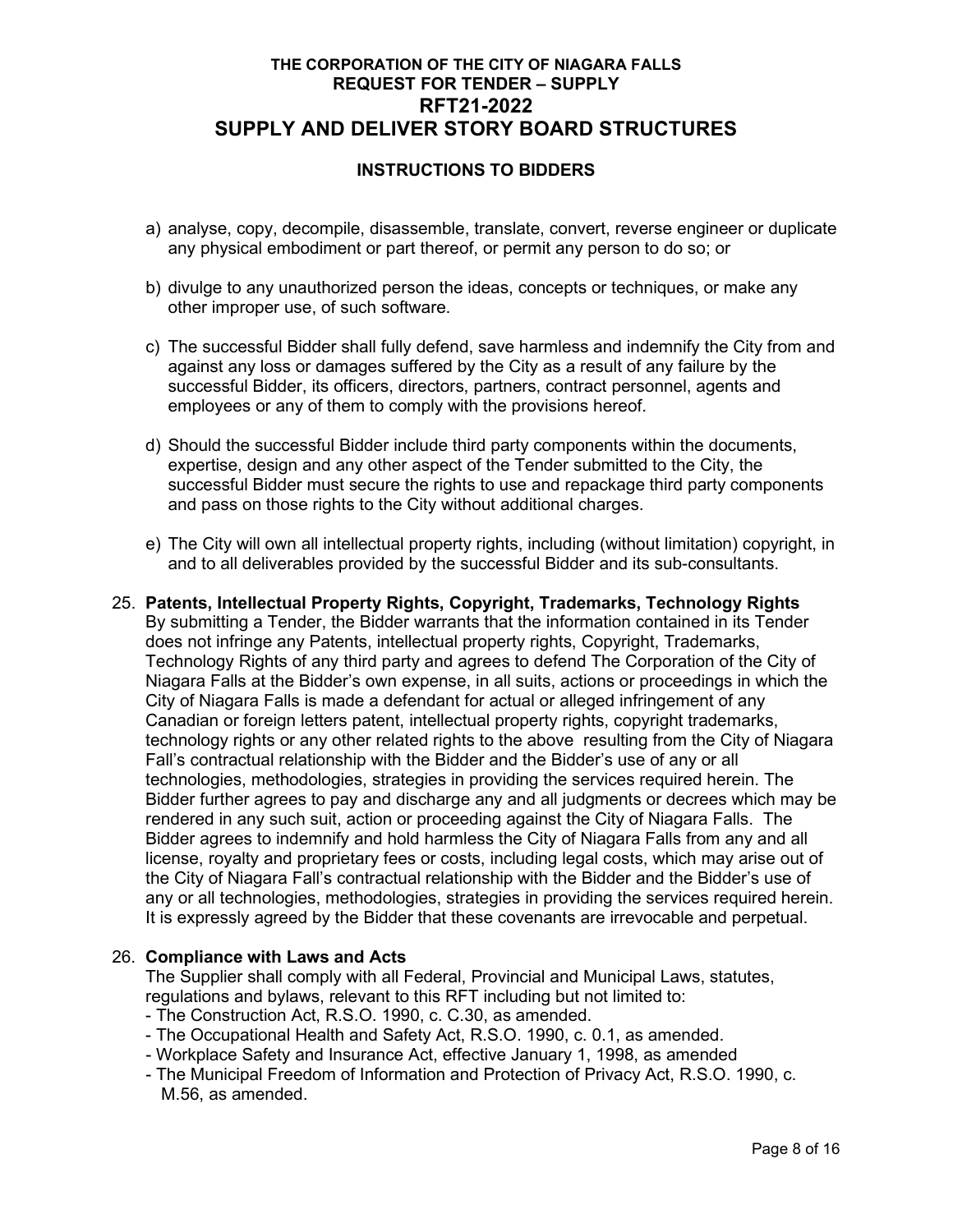a) analyse, copy, decompile, disassemble, translate, convert, reverse engineer or duplicate any physical embodiment or part thereof, or permit any person to do so; or

b) divulge to any unauthorized person the ideas, concepts or techniques, or make any other improper use, of such software.

c) The successful Bidder shall fully defend, save harmless and indemnify the City from and against any loss or damages suffered by the City as a result of any failure by the successful Bidder, its officers, directors, partners, contract personnel, agents and employees or any of them to comply with the provisions hereof.

d) Should the successful Bidder include third party components within the documents, expertise, design and any other aspect of the Tender submitted to the City, the successful Bidder must secure the rights to use and repackage third party components and pass on those rights to the City without additional charges.

e) The City will own all intellectual property rights, including (without limitation) copyright, in and to all deliverables provided by the successful Bidder and its sub-consultants.

25. **Patents, Intellectual Property Rights, Copyright, Trademarks, Technology Rights**
By submitting a Tender, the Bidder warrants that the information contained in its Tender does not infringe any Patents, intellectual property rights, Copyright, Trademarks, Technology Rights of any third party and agrees to defend The Corporation of the City of Niagara Falls at the Bidder's own expense, in all suits, actions or proceedings in which the City of Niagara Falls is made a defendant for actual or alleged infringement of any Canadian or foreign letters patent, intellectual property rights, copyright trademarks, technology rights or any other related rights to the above resulting from the City of Niagara Fall's contractual relationship with the Bidder and the Bidder's use of any or all technologies, methodologies, strategies in providing the services required herein. The Bidder further agrees to pay and discharge any and all judgments or decrees which may be rendered in any such suit, action or proceeding against the City of Niagara Falls. The Bidder agrees to indemnify and hold harmless the City of Niagara Falls from any and all license, royalty and proprietary fees or costs, including legal costs, which may arise out of the City of Niagara Fall's contractual relationship with the Bidder and the Bidder's use of any or all technologies, methodologies, strategies in providing the services required herein. It is expressly agreed by the Bidder that these covenants are irrevocable and perpetual.

26. **Compliance with Laws and Acts**
The Supplier shall comply with all Federal, Provincial and Municipal Laws, statutes, regulations and bylaws, relevant to this RFT including but not limited to:
- The Construction Act, R.S.O. 1990, c. C.30, as amended.
- The Occupational Health and Safety Act, R.S.O. 1990, c. 0.1, as amended.
- Workplace Safety and Insurance Act, effective January 1, 1998, as amended
- The Municipal Freedom of Information and Protection of Privacy Act, R.S.O. 1990, c. M.56, as amended.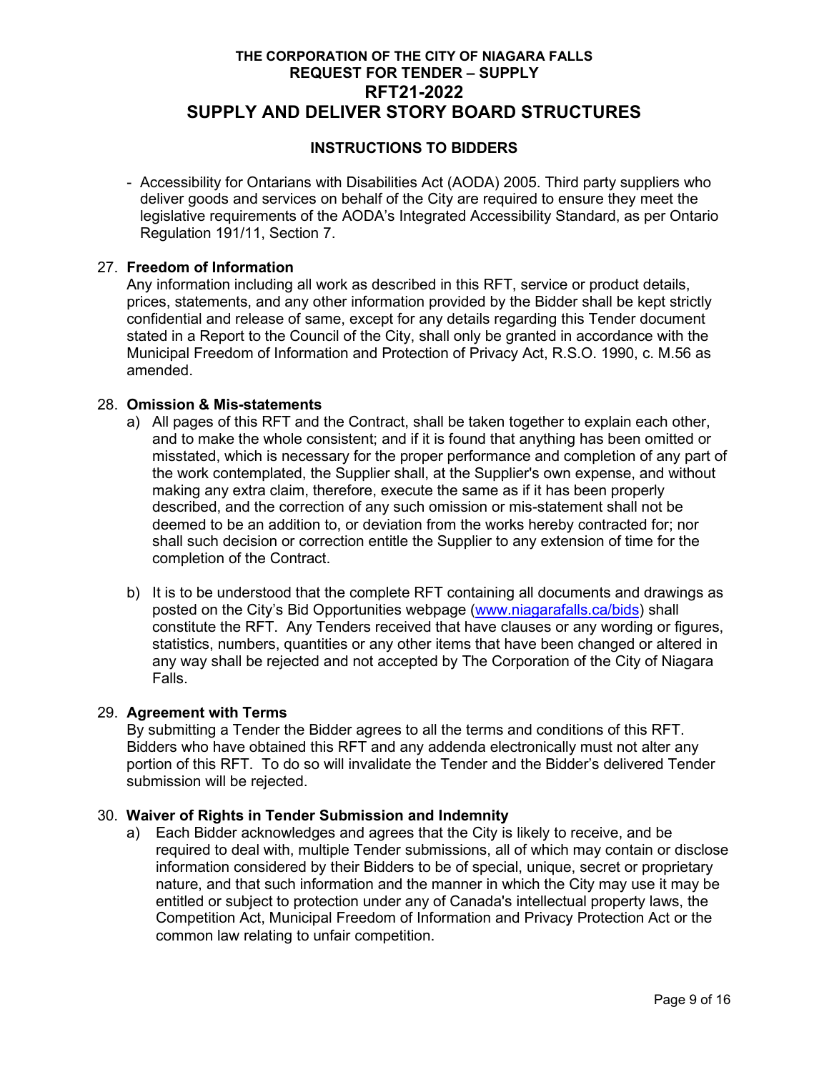- Accessibility for Ontarians with Disabilities Act (AODA) 2005. Third party suppliers who deliver goods and services on behalf of the City are required to ensure they meet the legislative requirements of the AODA's Integrated Accessibility Standard, as per Ontario Regulation 191/11, Section 7.

27. **Freedom of Information**
    Any information including all work as described in this RFT, service or product details, prices, statements, and any other information provided by the Bidder shall be kept strictly confidential and release of same, except for any details regarding this Tender document stated in a Report to the Council of the City, shall only be granted in accordance with the Municipal Freedom of Information and Protection of Privacy Act, R.S.O. 1990, c. M.56 as amended.

28. **Omission & Mis-statements**
    a) All pages of this RFT and the Contract, shall be taken together to explain each other, and to make the whole consistent; and if it is found that anything has been omitted or misstated, which is necessary for the proper performance and completion of any part of the work contemplated, the Supplier shall, at the Supplier's own expense, and without making any extra claim, therefore, execute the same as if it has been properly described, and the correction of any such omission or mis-statement shall not be deemed to be an addition to, or deviation from the works hereby contracted for; nor shall such decision or correction entitle the Supplier to any extension of time for the completion of the Contract.

    b) It is to be understood that the complete RFT containing all documents and drawings as posted on the City's Bid Opportunities webpage (www.niagarafalls.ca/bids) shall constitute the RFT. Any Tenders received that have clauses or any wording or figures, statistics, numbers, quantities or any other items that have been changed or altered in any way shall be rejected and not accepted by The Corporation of the City of Niagara Falls.

29. **Agreement with Terms**
    By submitting a Tender the Bidder agrees to all the terms and conditions of this RFT. Bidders who have obtained this RFT and any addenda electronically must not alter any portion of this RFT. To do so will invalidate the Tender and the Bidder's delivered Tender submission will be rejected.

30. **Waiver of Rights in Tender Submission and Indemnity**
    a) Each Bidder acknowledges and agrees that the City is likely to receive, and be required to deal with, multiple Tender submissions, all of which may contain or disclose information considered by their Bidders to be of special, unique, secret or proprietary nature, and that such information and the manner in which the City may use it may be entitled or subject to protection under any of Canada's intellectual property laws, the Competition Act, Municipal Freedom of Information and Privacy Protection Act or the common law relating to unfair competition.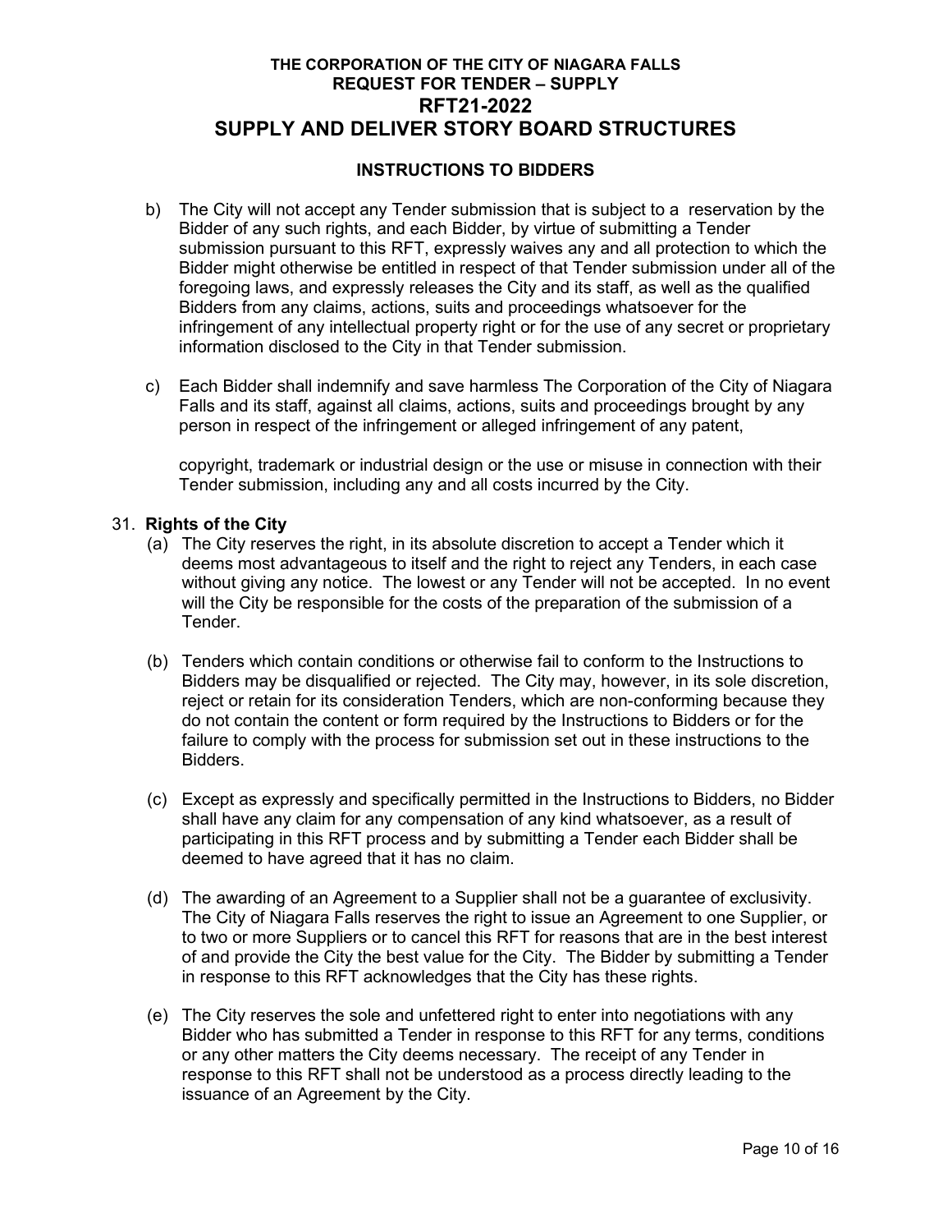**INSTRUCTIONS TO BIDDERS**

b) The City will not accept any Tender submission that is subject to a reservation by the Bidder of any such rights, and each Bidder, by virtue of submitting a Tender submission pursuant to this RFT, expressly waives any and all protection to which the Bidder might otherwise be entitled in respect of that Tender submission under all of the foregoing laws, and expressly releases the City and its staff, as well as the qualified Bidders from any claims, actions, suits and proceedings whatsoever for the infringement of any intellectual property right or for the use of any secret or proprietary information disclosed to the City in that Tender submission.

c) Each Bidder shall indemnify and save harmless The Corporation of the City of Niagara Falls and its staff, against all claims, actions, suits and proceedings brought by any person in respect of the infringement or alleged infringement of any patent,

copyright, trademark or industrial design or the use or misuse in connection with their Tender submission, including any and all costs incurred by the City.

31. **Rights of the City**

(a) The City reserves the right, in its absolute discretion to accept a Tender which it deems most advantageous to itself and the right to reject any Tenders, in each case without giving any notice. The lowest or any Tender will not be accepted. In no event will the City be responsible for the costs of the preparation of the submission of a Tender.

(b) Tenders which contain conditions or otherwise fail to conform to the Instructions to Bidders may be disqualified or rejected. The City may, however, in its sole discretion, reject or retain for its consideration Tenders, which are non-conforming because they do not contain the content or form required by the Instructions to Bidders or for the failure to comply with the process for submission set out in these instructions to the Bidders.

(c) Except as expressly and specifically permitted in the Instructions to Bidders, no Bidder shall have any claim for any compensation of any kind whatsoever, as a result of participating in this RFT process and by submitting a Tender each Bidder shall be deemed to have agreed that it has no claim.

(d) The awarding of an Agreement to a Supplier shall not be a guarantee of exclusivity. The City of Niagara Falls reserves the right to issue an Agreement to one Supplier, or to two or more Suppliers or to cancel this RFT for reasons that are in the best interest of and provide the City the best value for the City. The Bidder by submitting a Tender in response to this RFT acknowledges that the City has these rights.

(e) The City reserves the sole and unfettered right to enter into negotiations with any Bidder who has submitted a Tender in response to this RFT for any terms, conditions or any other matters the City deems necessary. The receipt of any Tender in response to this RFT shall not be understood as a process directly leading to the issuance of an Agreement by the City.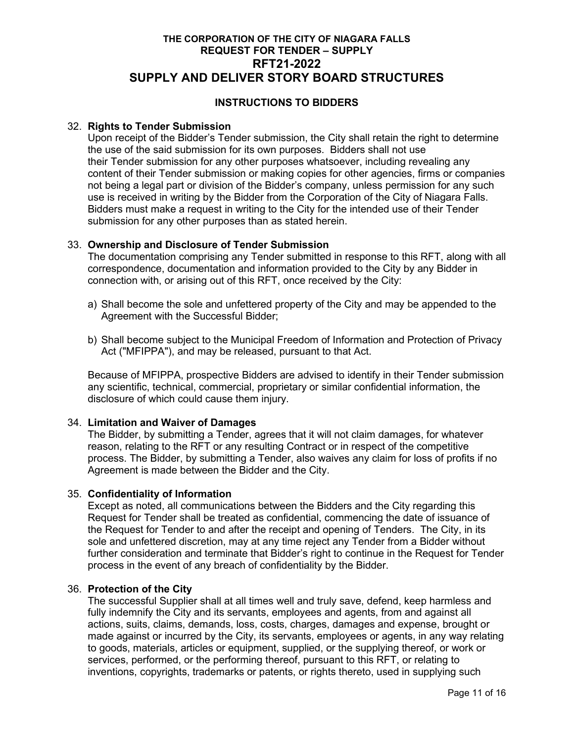# THE CORPORATION OF THE CITY OF NIAGARA FALLS
## REQUEST FOR TENDER – SUPPLY
## RFT21-2022
## SUPPLY AND DELIVER STORY BOARD STRUCTURES

### INSTRUCTIONS TO BIDDERS

32. **Rights to Tender Submission**
    Upon receipt of the Bidder's Tender submission, the City shall retain the right to determine the use of the said submission for its own purposes. Bidders shall not use their Tender submission for any other purposes whatsoever, including revealing any content of their Tender submission or making copies for other agencies, firms or companies not being a legal part or division of the Bidder's company, unless permission for any such use is received in writing by the Bidder from the Corporation of the City of Niagara Falls. Bidders must make a request in writing to the City for the intended use of their Tender submission for any other purposes than as stated herein.

33. **Ownership and Disclosure of Tender Submission**
    The documentation comprising any Tender submitted in response to this RFT, along with all correspondence, documentation and information provided to the City by any Bidder in connection with, or arising out of this RFT, once received by the City:

    a) Shall become the sole and unfettered property of the City and may be appended to the Agreement with the Successful Bidder;

    b) Shall become subject to the Municipal Freedom of Information and Protection of Privacy Act ("MFIPPA"), and may be released, pursuant to that Act.

    Because of MFIPPA, prospective Bidders are advised to identify in their Tender submission any scientific, technical, commercial, proprietary or similar confidential information, the disclosure of which could cause them injury.

34. **Limitation and Waiver of Damages**
    The Bidder, by submitting a Tender, agrees that it will not claim damages, for whatever reason, relating to the RFT or any resulting Contract or in respect of the competitive process. The Bidder, by submitting a Tender, also waives any claim for loss of profits if no Agreement is made between the Bidder and the City.

35. **Confidentiality of Information**
    Except as noted, all communications between the Bidders and the City regarding this Request for Tender shall be treated as confidential, commencing the date of issuance of the Request for Tender to and after the receipt and opening of Tenders. The City, in its sole and unfettered discretion, may at any time reject any Tender from a Bidder without further consideration and terminate that Bidder's right to continue in the Request for Tender process in the event of any breach of confidentiality by the Bidder.

36. **Protection of the City**
    The successful Supplier shall at all times well and truly save, defend, keep harmless and fully indemnify the City and its servants, employees and agents, from and against all actions, suits, claims, demands, loss, costs, charges, damages and expense, brought or made against or incurred by the City, its servants, employees or agents, in any way relating to goods, materials, articles or equipment, supplied, or the supplying thereof, or work or services, performed, or the performing thereof, pursuant to this RFT, or relating to inventions, copyrights, trademarks or patents, or rights thereto, used in supplying such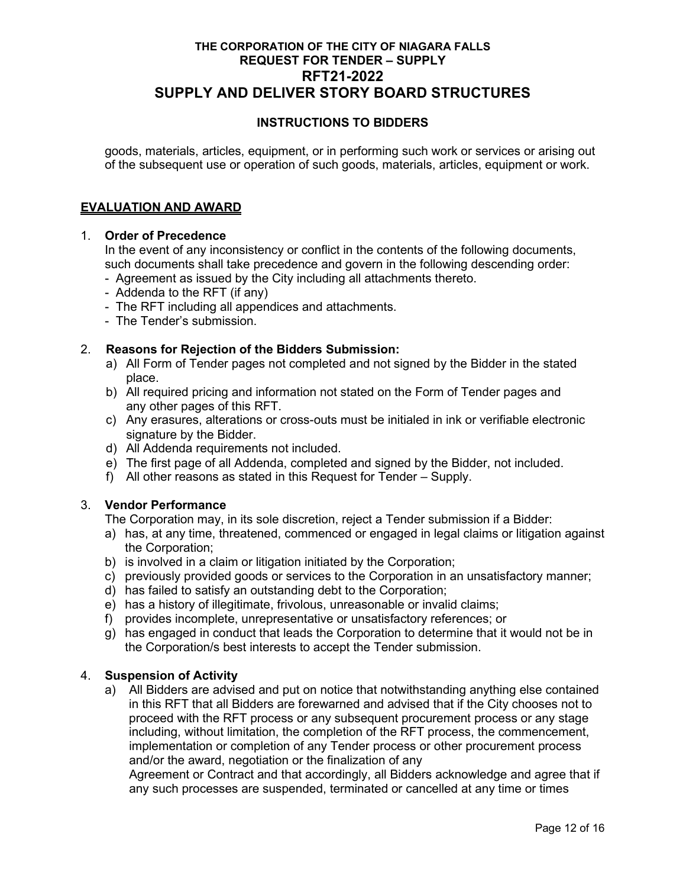goods, materials, articles, equipment, or in performing such work or services or arising out of the subsequent use or operation of such goods, materials, articles, equipment or work.

## EVALUATION AND AWARD

1. **Order of Precedence**
   In the event of any inconsistency or conflict in the contents of the following documents, such documents shall take precedence and govern in the following descending order:
   - Agreement as issued by the City including all attachments thereto.
   - Addenda to the RFT (if any)
   - The RFT including all appendices and attachments.
   - The Tender's submission.

2. **Reasons for Rejection of the Bidders Submission:**
   a) All Form of Tender pages not completed and not signed by the Bidder in the stated place.
   b) All required pricing and information not stated on the Form of Tender pages and any other pages of this RFT.
   c) Any erasures, alterations or cross-outs must be initialed in ink or verifiable electronic signature by the Bidder.
   d) All Addenda requirements not included.
   e) The first page of all Addenda, completed and signed by the Bidder, not included.
   f) All other reasons as stated in this Request for Tender – Supply.

3. **Vendor Performance**
   The Corporation may, in its sole discretion, reject a Tender submission if a Bidder:
   a) has, at any time, threatened, commenced or engaged in legal claims or litigation against the Corporation;
   b) is involved in a claim or litigation initiated by the Corporation;
   c) previously provided goods or services to the Corporation in an unsatisfactory manner;
   d) has failed to satisfy an outstanding debt to the Corporation;
   e) has a history of illegitimate, frivolous, unreasonable or invalid claims;
   f) provides incomplete, unrepresentative or unsatisfactory references; or
   g) has engaged in conduct that leads the Corporation to determine that it would not be in the Corporation/s best interests to accept the Tender submission.

4. **Suspension of Activity**
   a) All Bidders are advised and put on notice that notwithstanding anything else contained in this RFT that all Bidders are forewarned and advised that if the City chooses not to proceed with the RFT process or any subsequent procurement process or any stage including, without limitation, the completion of the RFT process, the commencement, implementation or completion of any Tender process or other procurement process and/or the award, negotiation or the finalization of any Agreement or Contract and that accordingly, all Bidders acknowledge and agree that if any such processes are suspended, terminated or cancelled at any time or times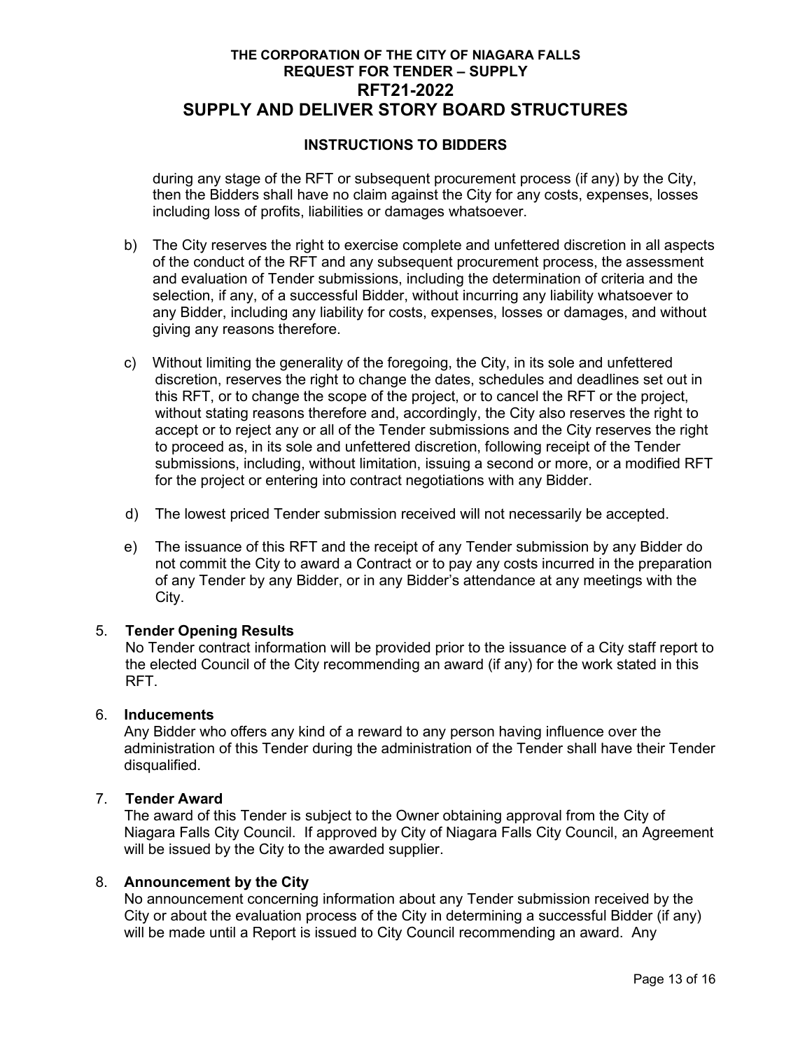during any stage of the RFT or subsequent procurement process (if any) by the City, then the Bidders shall have no claim against the City for any costs, expenses, losses including loss of profits, liabilities or damages whatsoever.

b) The City reserves the right to exercise complete and unfettered discretion in all aspects of the conduct of the RFT and any subsequent procurement process, the assessment and evaluation of Tender submissions, including the determination of criteria and the selection, if any, of a successful Bidder, without incurring any liability whatsoever to any Bidder, including any liability for costs, expenses, losses or damages, and without giving any reasons therefore.

c) Without limiting the generality of the foregoing, the City, in its sole and unfettered discretion, reserves the right to change the dates, schedules and deadlines set out in this RFT, or to change the scope of the project, or to cancel the RFT or the project, without stating reasons therefore and, accordingly, the City also reserves the right to accept or to reject any or all of the Tender submissions and the City reserves the right to proceed as, in its sole and unfettered discretion, following receipt of the Tender submissions, including, without limitation, issuing a second or more, or a modified RFT for the project or entering into contract negotiations with any Bidder.

d) The lowest priced Tender submission received will not necessarily be accepted.

e) The issuance of this RFT and the receipt of any Tender submission by any Bidder do not commit the City to award a Contract or to pay any costs incurred in the preparation of any Tender by any Bidder, or in any Bidder's attendance at any meetings with the City.

5. **Tender Opening Results**
No Tender contract information will be provided prior to the issuance of a City staff report to the elected Council of the City recommending an award (if any) for the work stated in this RFT.

6. **Inducements**
Any Bidder who offers any kind of a reward to any person having influence over the administration of this Tender during the administration of the Tender shall have their Tender disqualified.

7. **Tender Award**
The award of this Tender is subject to the Owner obtaining approval from the City of Niagara Falls City Council. If approved by City of Niagara Falls City Council, an Agreement will be issued by the City to the awarded supplier.

8. **Announcement by the City**
No announcement concerning information about any Tender submission received by the City or about the evaluation process of the City in determining a successful Bidder (if any) will be made until a Report is issued to City Council recommending an award. Any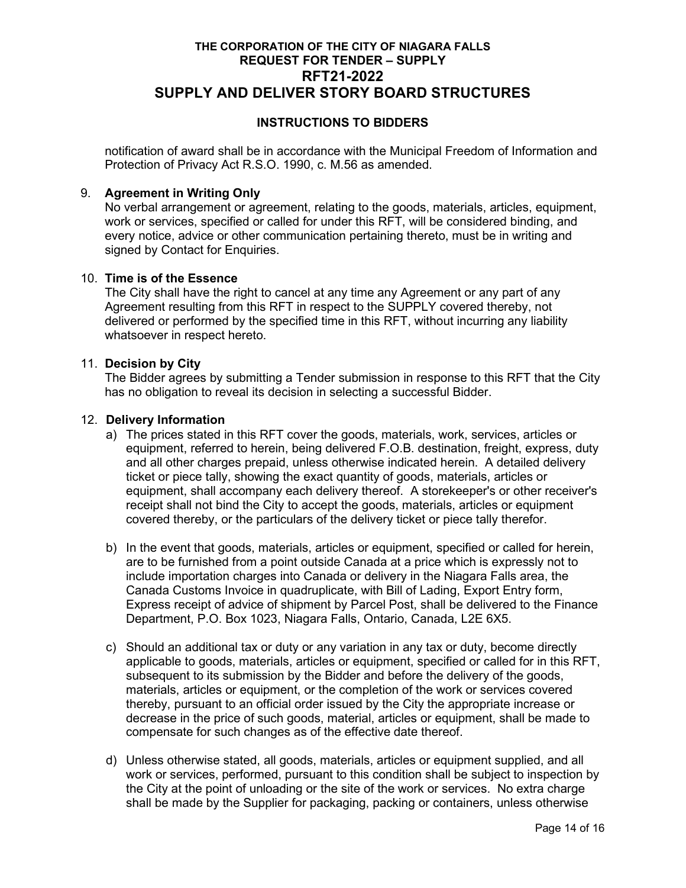notification of award shall be in accordance with the Municipal Freedom of Information and Protection of Privacy Act R.S.O. 1990, c. M.56 as amended.

9. **Agreement in Writing Only**
   No verbal arrangement or agreement, relating to the goods, materials, articles, equipment, work or services, specified or called for under this RFT, will be considered binding, and every notice, advice or other communication pertaining thereto, must be in writing and signed by Contact for Enquiries.

10. **Time is of the Essence**
    The City shall have the right to cancel at any time any Agreement or any part of any Agreement resulting from this RFT in respect to the SUPPLY covered thereby, not delivered or performed by the specified time in this RFT, without incurring any liability whatsoever in respect hereto.

11. **Decision by City**
    The Bidder agrees by submitting a Tender submission in response to this RFT that the City has no obligation to reveal its decision in selecting a successful Bidder.

12. **Delivery Information**
    a) The prices stated in this RFT cover the goods, materials, work, services, articles or equipment, referred to herein, being delivered F.O.B. destination, freight, express, duty and all other charges prepaid, unless otherwise indicated herein. A detailed delivery ticket or piece tally, showing the exact quantity of goods, materials, articles or equipment, shall accompany each delivery thereof. A storekeeper's or other receiver's receipt shall not bind the City to accept the goods, materials, articles or equipment covered thereby, or the particulars of the delivery ticket or piece tally therefor.

    b) In the event that goods, materials, articles or equipment, specified or called for herein, are to be furnished from a point outside Canada at a price which is expressly not to include importation charges into Canada or delivery in the Niagara Falls area, the Canada Customs Invoice in quadruplicate, with Bill of Lading, Export Entry form, Express receipt of advice of shipment by Parcel Post, shall be delivered to the Finance Department, P.O. Box 1023, Niagara Falls, Ontario, Canada, L2E 6X5.

    c) Should an additional tax or duty or any variation in any tax or duty, become directly applicable to goods, materials, articles or equipment, specified or called for in this RFT, subsequent to its submission by the Bidder and before the delivery of the goods, materials, articles or equipment, or the completion of the work or services covered thereby, pursuant to an official order issued by the City the appropriate increase or decrease in the price of such goods, material, articles or equipment, shall be made to compensate for such changes as of the effective date thereof.

    d) Unless otherwise stated, all goods, materials, articles or equipment supplied, and all work or services, performed, pursuant to this condition shall be subject to inspection by the City at the point of unloading or the site of the work or services. No extra charge shall be made by the Supplier for packaging, packing or containers, unless otherwise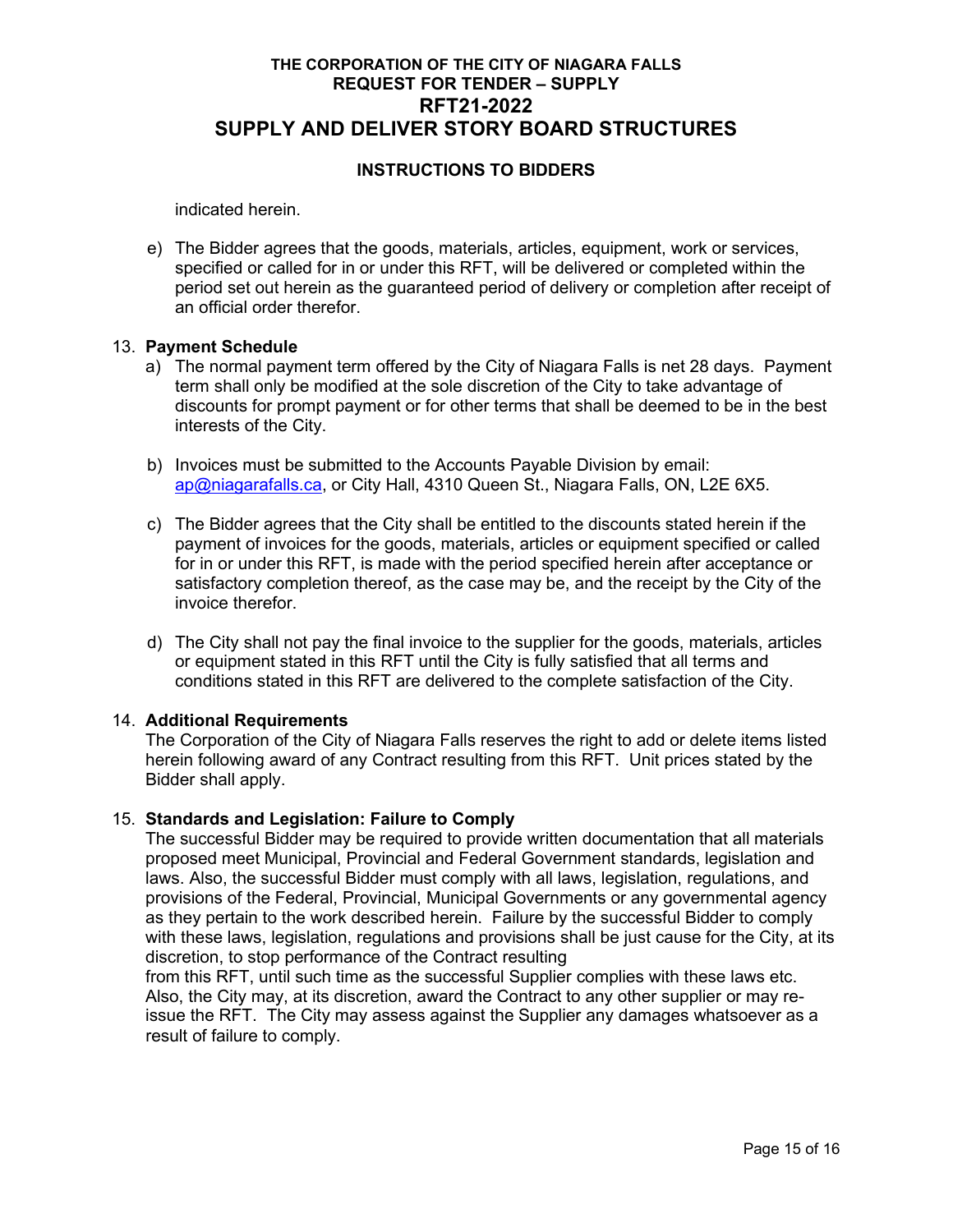indicated herein.

e) The Bidder agrees that the goods, materials, articles, equipment, work or services, specified or called for in or under this RFT, will be delivered or completed within the period set out herein as the guaranteed period of delivery or completion after receipt of an official order therefor.

13. **Payment Schedule**
   a) The normal payment term offered by the City of Niagara Falls is net 28 days. Payment term shall only be modified at the sole discretion of the City to take advantage of discounts for prompt payment or for other terms that shall be deemed to be in the best interests of the City.

   b) Invoices must be submitted to the Accounts Payable Division by email: ap@niagarafalls.ca, or City Hall, 4310 Queen St., Niagara Falls, ON, L2E 6X5.

   c) The Bidder agrees that the City shall be entitled to the discounts stated herein if the payment of invoices for the goods, materials, articles or equipment specified or called for in or under this RFT, is made with the period specified herein after acceptance or satisfactory completion thereof, as the case may be, and the receipt by the City of the invoice therefor.

   d) The City shall not pay the final invoice to the supplier for the goods, materials, articles or equipment stated in this RFT until the City is fully satisfied that all terms and conditions stated in this RFT are delivered to the complete satisfaction of the City.

14. **Additional Requirements**
   The Corporation of the City of Niagara Falls reserves the right to add or delete items listed herein following award of any Contract resulting from this RFT. Unit prices stated by the Bidder shall apply.

15. **Standards and Legislation: Failure to Comply**
   The successful Bidder may be required to provide written documentation that all materials proposed meet Municipal, Provincial and Federal Government standards, legislation and laws. Also, the successful Bidder must comply with all laws, legislation, regulations, and provisions of the Federal, Provincial, Municipal Governments or any governmental agency as they pertain to the work described herein. Failure by the successful Bidder to comply with these laws, legislation, regulations and provisions shall be just cause for the City, at its discretion, to stop performance of the Contract resulting from this RFT, until such time as the successful Supplier complies with these laws etc. Also, the City may, at its discretion, award the Contract to any other supplier or may re-issue the RFT. The City may assess against the Supplier any damages whatsoever as a result of failure to comply.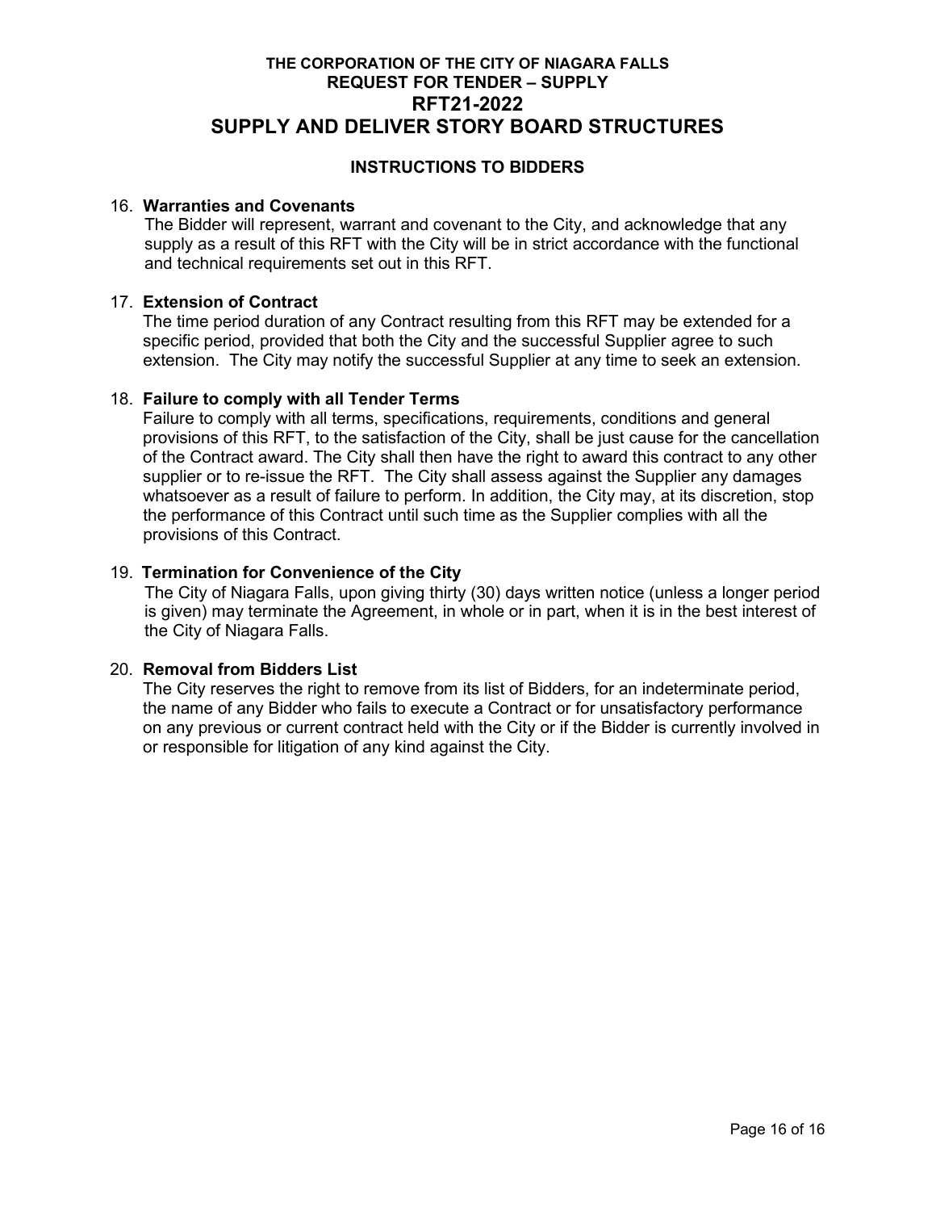# THE CORPORATION OF THE CITY OF NIAGARA FALLS
## REQUEST FOR TENDER – SUPPLY
## RFT21-2022
## SUPPLY AND DELIVER STORY BOARD STRUCTURES

### INSTRUCTIONS TO BIDDERS

16. **Warranties and Covenants**
    The Bidder will represent, warrant and covenant to the City, and acknowledge that any supply as a result of this RFT with the City will be in strict accordance with the functional and technical requirements set out in this RFT.

17. **Extension of Contract**
    The time period duration of any Contract resulting from this RFT may be extended for a specific period, provided that both the City and the successful Supplier agree to such extension. The City may notify the successful Supplier at any time to seek an extension.

18. **Failure to comply with all Tender Terms**
    Failure to comply with all terms, specifications, requirements, conditions and general provisions of this RFT, to the satisfaction of the City, shall be just cause for the cancellation of the Contract award. The City shall then have the right to award this contract to any other supplier or to re-issue the RFT. The City shall assess against the Supplier any damages whatsoever as a result of failure to perform. In addition, the City may, at its discretion, stop the performance of this Contract until such time as the Supplier complies with all the provisions of this Contract.

19. **Termination for Convenience of the City**
    The City of Niagara Falls, upon giving thirty (30) days written notice (unless a longer period is given) may terminate the Agreement, in whole or in part, when it is in the best interest of the City of Niagara Falls.

20. **Removal from Bidders List**
    The City reserves the right to remove from its list of Bidders, for an indeterminate period, the name of any Bidder who fails to execute a Contract or for unsatisfactory performance on any previous or current contract held with the City or if the Bidder is currently involved in or responsible for litigation of any kind against the City.